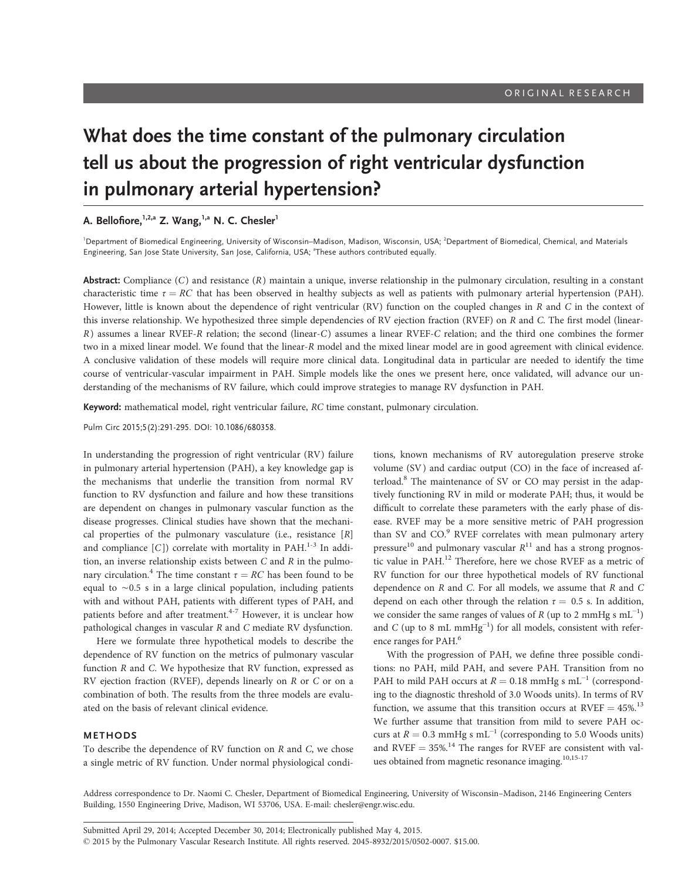ORIGINAL RESEARCH

# What does the time constant of the pulmonary circulation tell us about the progression of right ventricular dysfunction in pulmonary arterial hypertension?

**A. Bellofiore,[1,2,a] Z. Wang,[1,a] N. C. Chesler[1]**

[1]Department of Biomedical Engineering, University of Wisconsin–Madison, Madison, Wisconsin, USA; [2]Department of Biomedical, Chemical, and Materials Engineering, San Jose State University, San Jose, California, USA; [a]These authors contributed equally.

**Abstract:** Compliance ($C$) and resistance ($R$) maintain a unique, inverse relationship in the pulmonary circulation, resulting in a constant characteristic time $\tau = RC$ that has been observed in healthy subjects as well as patients with pulmonary arterial hypertension (PAH). However, little is known about the dependence of right ventricular (RV) function on the coupled changes in $R$ and $C$ in the context of this inverse relationship. We hypothesized three simple dependencies of RV ejection fraction (RVEF) on $R$ and $C$. The first model (linear-$R$) assumes a linear RVEF-$R$ relation; the second (linear-$C$) assumes a linear RVEF-$C$ relation; and the third one combines the former two in a mixed linear model. We found that the linear-$R$ model and the mixed linear model are in good agreement with clinical evidence. A conclusive validation of these models will require more clinical data. Longitudinal data in particular are needed to identify the time course of ventricular-vascular impairment in PAH. Simple models like the ones we present here, once validated, will advance our understanding of the mechanisms of RV failure, which could improve strategies to manage RV dysfunction in PAH.

**Keyword:** mathematical model, right ventricular failure, $RC$ time constant, pulmonary circulation.

Pulm Circ 2015;5(2):291-295. DOI: 10.1086/680358.

In understanding the progression of right ventricular (RV) failure in pulmonary arterial hypertension (PAH), a key knowledge gap is the mechanisms that underlie the transition from normal RV function to RV dysfunction and failure and how these transitions are dependent on changes in pulmonary vascular function as the disease progresses. Clinical studies have shown that the mechanical properties of the pulmonary vasculature (i.e., resistance [$R$] and compliance [$C$]) correlate with mortality in PAH.[1-3] In addition, an inverse relationship exists between $C$ and $R$ in the pulmonary circulation.[4] The time constant $\tau = RC$ has been found to be equal to ~0.5 s in a large clinical population, including patients with and without PAH, patients with different types of PAH, and patients before and after treatment.[4-7] However, it is unclear how pathological changes in vascular $R$ and $C$ mediate RV dysfunction.

Here we formulate three hypothetical models to describe the dependence of RV function on the metrics of pulmonary vascular function $R$ and $C$. We hypothesize that RV function, expressed as RV ejection fraction (RVEF), depends linearly on $R$ or $C$ or on a combination of both. The results from the three models are evaluated on the basis of relevant clinical evidence.

## METHODS

To describe the dependence of RV function on $R$ and $C$, we chose a single metric of RV function. Under normal physiological conditions, known mechanisms of RV autoregulation preserve stroke volume (SV) and cardiac output (CO) in the face of increased afterload.[8] The maintenance of SV or CO may persist in the adaptively functioning RV in mild or moderate PAH; thus, it would be difficult to correlate these parameters with the early phase of disease. RVEF may be a more sensitive metric of PAH progression than SV and CO.[9] RVEF correlates with mean pulmonary artery pressure[10] and pulmonary vascular $R$[11] and has a strong prognostic value in PAH.[12] Therefore, here we chose RVEF as a metric of RV function for our three hypothetical models of RV functional dependence on $R$ and $C$. For all models, we assume that $R$ and $C$ depend on each other through the relation $\tau = 0.5$ s. In addition, we consider the same ranges of values of $R$ (up to 2 mmHg s mL$^{-1}$) and $C$ (up to 8 mL mmHg$^{-1}$) for all models, consistent with reference ranges for PAH.[6]

With the progression of PAH, we define three possible conditions: no PAH, mild PAH, and severe PAH. Transition from no PAH to mild PAH occurs at $R = 0.18$ mmHg s mL$^{-1}$ (corresponding to the diagnostic threshold of 3.0 Woods units). In terms of RV function, we assume that this transition occurs at RVEF = 45%.[13] We further assume that transition from mild to severe PAH occurs at $R = 0.3$ mmHg s mL$^{-1}$ (corresponding to 5.0 Woods units) and RVEF = 35%.[14] The ranges for RVEF are consistent with values obtained from magnetic resonance imaging.[10,15-17]

Address correspondence to Dr. Naomi C. Chesler, Department of Biomedical Engineering, University of Wisconsin–Madison, 2146 Engineering Centers Building, 1550 Engineering Drive, Madison, WI 53706, USA. E-mail: chesler@engr.wisc.edu.

Submitted April 29, 2014; Accepted December 30, 2014; Electronically published May 4, 2015.

© 2015 by the Pulmonary Vascular Research Institute. All rights reserved. 2045-8932/2015/0502-0007. $15.00.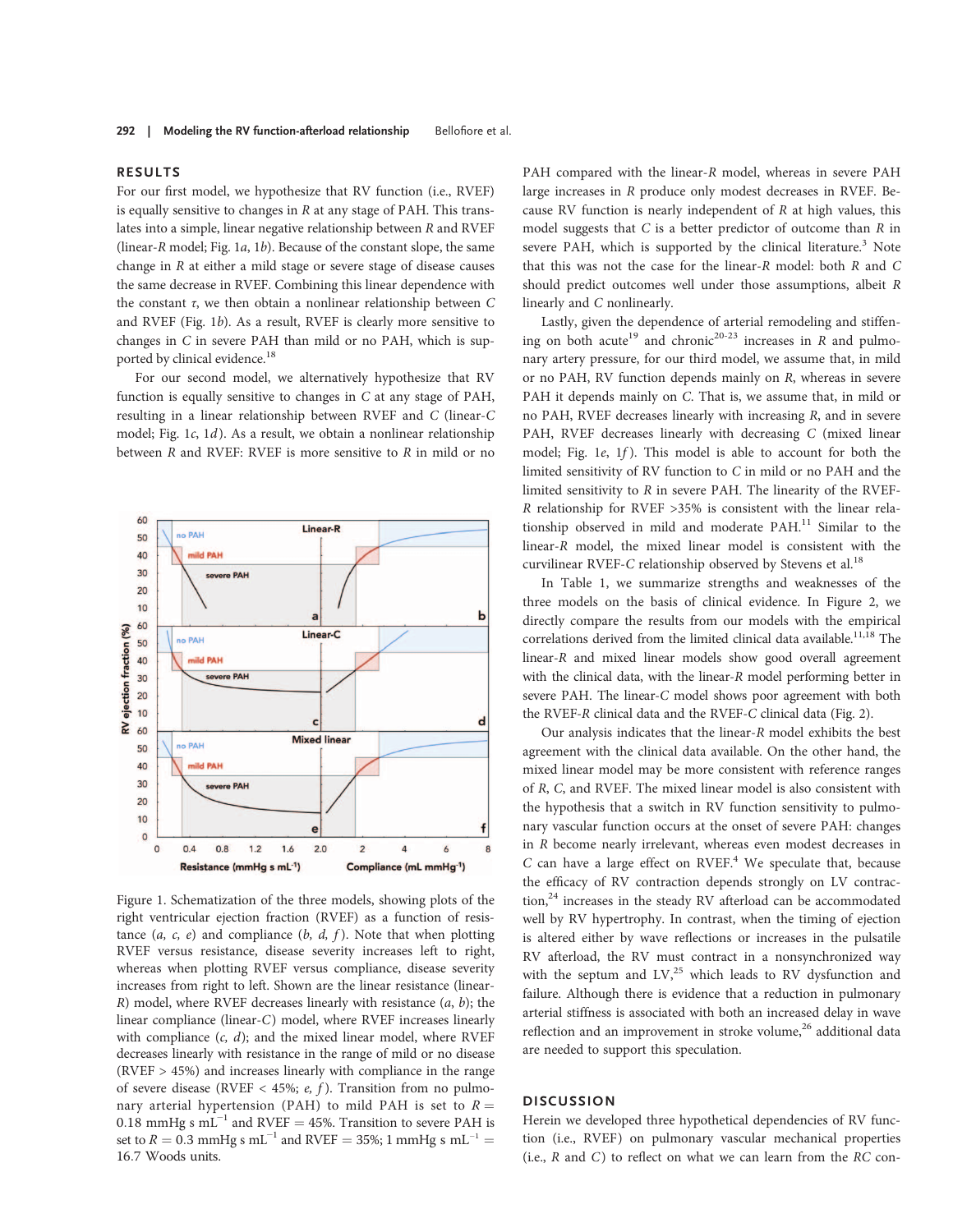## RESULTS

For our first model, we hypothesize that RV function (i.e., RVEF) is equally sensitive to changes in $R$ at any stage of PAH. This translates into a simple, linear negative relationship between $R$ and RVEF (linear-$R$ model; Fig. 1*a*, 1*b*). Because of the constant slope, the same change in $R$ at either a mild stage or severe stage of disease causes the same decrease in RVEF. Combining this linear dependence with the constant $\tau$, we then obtain a nonlinear relationship between $C$ and RVEF (Fig. 1*b*). As a result, RVEF is clearly more sensitive to changes in $C$ in severe PAH than mild or no PAH, which is supported by clinical evidence.[18]

For our second model, we alternatively hypothesize that RV function is equally sensitive to changes in $C$ at any stage of PAH, resulting in a linear relationship between RVEF and $C$ (linear-$C$ model; Fig. 1*c*, 1*d*). As a result, we obtain a nonlinear relationship between $R$ and RVEF: RVEF is more sensitive to $R$ in mild or no PAH compared with the linear-$R$ model, whereas in severe PAH large increases in $R$ produce only modest decreases in RVEF. Because RV function is nearly independent of $R$ at high values, this model suggests that $C$ is a better predictor of outcome than $R$ in severe PAH, which is supported by the clinical literature.[3] Note that this was not the case for the linear-$R$ model: both $R$ and $C$ should predict outcomes well under those assumptions, albeit $R$ linearly and $C$ nonlinearly.

Lastly, given the dependence of arterial remodeling and stiffening on both acute[19] and chronic[20-23] increases in $R$ and pulmonary artery pressure, for our third model, we assume that, in mild or no PAH, RV function depends mainly on $R$, whereas in severe PAH it depends mainly on $C$. That is, we assume that, in mild or no PAH, RVEF decreases linearly with increasing $R$, and in severe PAH, RVEF decreases linearly with decreasing $C$ (mixed linear model; Fig. 1*e*, 1*f*). This model is able to account for both the limited sensitivity of RV function to $C$ in mild or no PAH and the limited sensitivity to $R$ in severe PAH. The linearity of the RVEF-$R$ relationship for RVEF >35% is consistent with the linear relationship observed in mild and moderate PAH.[11] Similar to the linear-$R$ model, the mixed linear model is consistent with the curvilinear RVEF-$C$ relationship observed by Stevens et al.[18]

In Table 1, we summarize strengths and weaknesses of the three models on the basis of clinical evidence. In Figure 2, we directly compare the results from our models with the empirical correlations derived from the limited clinical data available.[11,18] The linear-$R$ and mixed linear models show good overall agreement with the clinical data, with the linear-$R$ model performing better in severe PAH. The linear-$C$ model shows poor agreement with both the RVEF-$R$ clinical data and the RVEF-$C$ clinical data (Fig. 2).

Our analysis indicates that the linear-$R$ model exhibits the best agreement with the clinical data available. On the other hand, the mixed linear model may be more consistent with reference ranges of $R$, $C$, and RVEF. The mixed linear model is also consistent with the hypothesis that a switch in RV function sensitivity to pulmonary vascular function occurs at the onset of severe PAH: changes in $R$ become nearly irrelevant, whereas even modest decreases in $C$ can have a large effect on RVEF.[4] We speculate that, because the efficacy of RV contraction depends strongly on LV contraction,[24] increases in the steady RV afterload can be accommodated well by RV hypertrophy. In contrast, when the timing of ejection is altered either by wave reflections or increases in the pulsatile RV afterload, the RV must contract in a nonsynchronized way with the septum and LV,[25] which leads to RV dysfunction and failure. Although there is evidence that a reduction in pulmonary arterial stiffness is associated with both an increased delay in wave reflection and an improvement in stroke volume,[26] additional data are needed to support this speculation.

Figure 1. Schematization of the three models, showing plots of the right ventricular ejection fraction (RVEF) as a function of resistance (*a*, *c*, *e*) and compliance (*b*, *d*, *f*). Note that when plotting RVEF versus resistance, disease severity increases left to right, whereas when plotting RVEF versus compliance, disease severity increases from right to left. Shown are the linear resistance (linear-$R$) model, where RVEF decreases linearly with resistance (*a*, *b*); the linear compliance (linear-$C$) model, where RVEF increases linearly with compliance (*c*, *d*); and the mixed linear model, where RVEF decreases linearly with resistance in the range of mild or no disease (RVEF > 45%) and increases linearly with compliance in the range of severe disease (RVEF < 45%; *e*, *f*). Transition from no pulmonary arterial hypertension (PAH) to mild PAH is set to $R = 0.18$ mmHg s mL$^{-1}$ and RVEF = 45%. Transition to severe PAH is set to $R = 0.3$ mmHg s mL$^{-1}$ and RVEF = 35%; 1 mmHg s mL$^{-1}$ = 16.7 Woods units.

## DISCUSSION

Herein we developed three hypothetical dependencies of RV function (i.e., RVEF) on pulmonary vascular mechanical properties (i.e., $R$ and $C$) to reflect on what we can learn from the $RC$ con-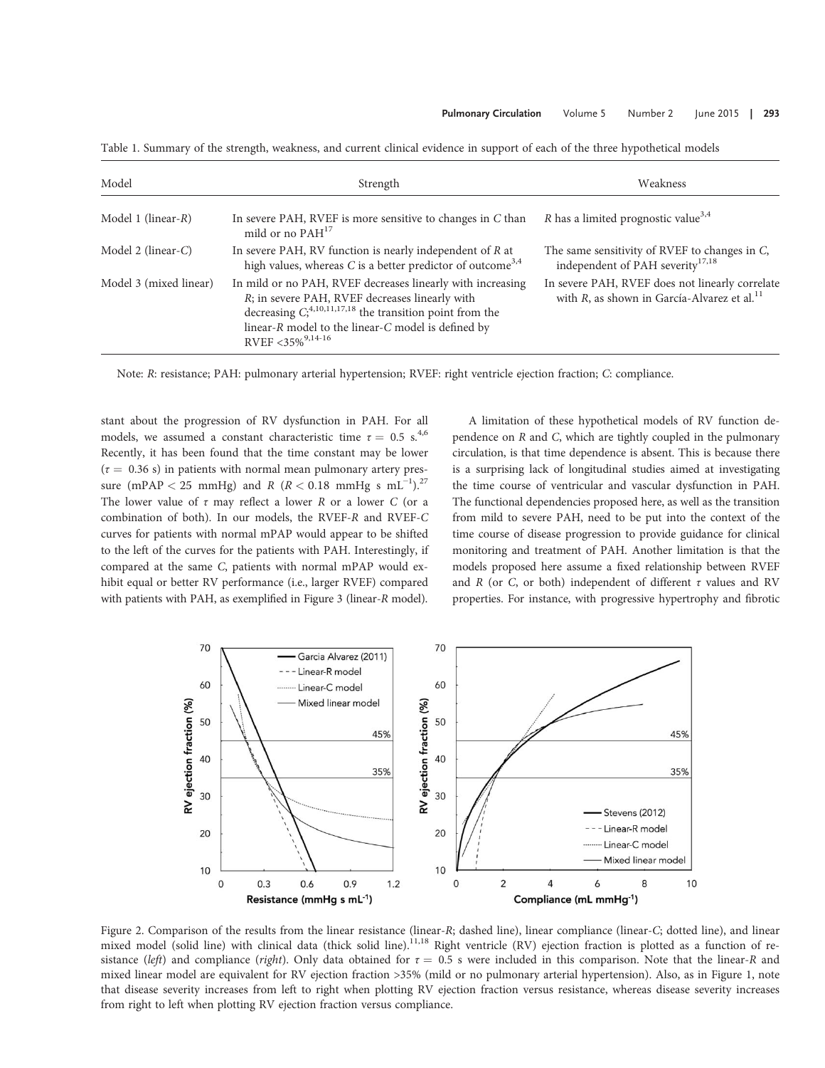Table 1. Summary of the strength, weakness, and current clinical evidence in support of each of the three hypothetical models

| Model | Strength | Weakness |
|---|---|---|
| Model 1 (linear-$R$) | In severe PAH, RVEF is more sensitive to changes in $C$ than mild or no PAH[17] | $R$ has a limited prognostic value[3,4] |
| Model 2 (linear-$C$) | In severe PAH, RV function is nearly independent of $R$ at high values, whereas $C$ is a better predictor of outcome[3,4] | The same sensitivity of RVEF to changes in $C$, independent of PAH severity[17,18] |
| Model 3 (mixed linear) | In mild or no PAH, RVEF decreases linearly with increasing $R$; in severe PAH, RVEF decreases linearly with decreasing $C$;[4,10,11,17,18] the transition point from the linear-$R$ model to the linear-$C$ model is defined by RVEF <35%[9,14–16] | In severe PAH, RVEF does not linearly correlate with $R$, as shown in García-Alvarez et al.[11] |

Note: $R$: resistance; PAH: pulmonary arterial hypertension; RVEF: right ventricle ejection fraction; $C$: compliance.

stant about the progression of RV dysfunction in PAH. For all models, we assumed a constant characteristic time $\tau = 0.5$ s.[4,6] Recently, it has been found that the time constant may be lower ($\tau = 0.36$ s) in patients with normal mean pulmonary artery pressure (mPAP < 25 mmHg) and $R$ ($R < 0.18$ mmHg s mL$^{-1}$).[27] The lower value of $\tau$ may reflect a lower $R$ or a lower $C$ (or a combination of both). In our models, the RVEF-$R$ and RVEF-$C$ curves for patients with normal mPAP would appear to be shifted to the left of the curves for the patients with PAH. Interestingly, if compared at the same $C$, patients with normal mPAP would exhibit equal or better RV performance (i.e., larger RVEF) compared with patients with PAH, as exemplified in Figure 3 (linear-$R$ model).

A limitation of these hypothetical models of RV function dependence on $R$ and $C$, which are tightly coupled in the pulmonary circulation, is that time dependence is absent. This is because there is a surprising lack of longitudinal studies aimed at investigating the time course of ventricular and vascular dysfunction in PAH. The functional dependencies proposed here, as well as the transition from mild to severe PAH, need to be put into the context of the time course of disease progression to provide guidance for clinical monitoring and treatment of PAH. Another limitation is that the models proposed here assume a fixed relationship between RVEF and $R$ (or $C$, or both) independent of different $\tau$ values and RV properties. For instance, with progressive hypertrophy and fibrotic

Figure 2. Comparison of the results from the linear resistance (linear-$R$; dashed line), linear compliance (linear-$C$; dotted line), and linear mixed model (solid line) with clinical data (thick solid line).[11,18] Right ventricle (RV) ejection fraction is plotted as a function of resistance (*left*) and compliance (*right*). Only data obtained for $\tau = 0.5$ s were included in this comparison. Note that the linear-$R$ and mixed linear model are equivalent for RV ejection fraction >35% (mild or no pulmonary arterial hypertension). Also, as in Figure 1, note that disease severity increases from left to right when plotting RV ejection fraction versus resistance, whereas disease severity increases from right to left when plotting RV ejection fraction versus compliance.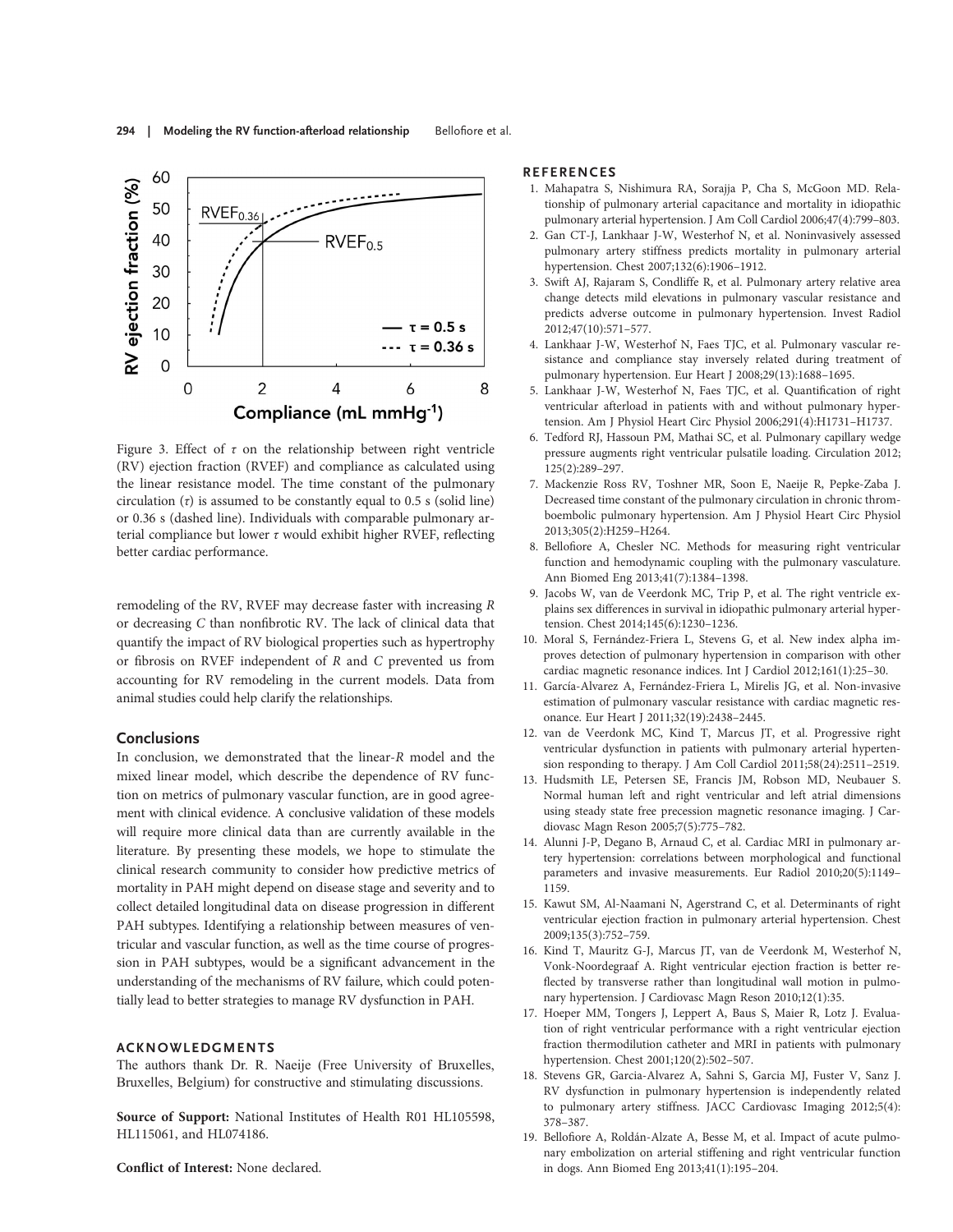60

50

40

30

20

10

0

RV ejection fraction (%)

$RVEF_{0.36}$

$RVEF_{0.5}$

— τ = 0.5 s

--- τ = 0.36 s

0 2 4 6 8

Compliance (mL mmHg$^{-1}$)

Figure 3. Effect of $\tau$ on the relationship between right ventricle (RV) ejection fraction (RVEF) and compliance as calculated using the linear resistance model. The time constant of the pulmonary circulation ($\tau$) is assumed to be constantly equal to 0.5 s (solid line) or 0.36 s (dashed line). Individuals with comparable pulmonary arterial compliance but lower $\tau$ would exhibit higher RVEF, reflecting better cardiac performance.

remodeling of the RV, RVEF may decrease faster with increasing $R$ or decreasing $C$ than nonfibrotic RV. The lack of clinical data that quantify the impact of RV biological properties such as hypertrophy or fibrosis on RVEF independent of $R$ and $C$ prevented us from accounting for RV remodeling in the current models. Data from animal studies could help clarify the relationships.

## Conclusions

In conclusion, we demonstrated that the linear-$R$ model and the mixed linear model, which describe the dependence of RV function on metrics of pulmonary vascular function, are in good agreement with clinical evidence. A conclusive validation of these models will require more clinical data than are currently available in the literature. By presenting these models, we hope to stimulate the clinical research community to consider how predictive metrics of mortality in PAH might depend on disease stage and severity and to collect detailed longitudinal data on disease progression in different PAH subtypes. Identifying a relationship between measures of ventricular and vascular function, as well as the time course of progression in PAH subtypes, would be a significant advancement in the understanding of the mechanisms of RV failure, which could potentially lead to better strategies to manage RV dysfunction in PAH.

## ACKNOWLEDGMENTS

The authors thank Dr. R. Naeije (Free University of Bruxelles, Bruxelles, Belgium) for constructive and stimulating discussions.

**Source of Support:** National Institutes of Health R01 HL105598, HL115061, and HL074186.

**Conflict of Interest:** None declared.

## REFERENCES

1. Mahapatra S, Nishimura RA, Sorajja P, Cha S, McGoon MD. Relationship of pulmonary arterial capacitance and mortality in idiopathic pulmonary arterial hypertension. J Am Coll Cardiol 2006;47(4):799–803.
2. Gan CT-J, Lankhaar J-W, Westerhof N, et al. Noninvasively assessed pulmonary artery stiffness predicts mortality in pulmonary arterial hypertension. Chest 2007;132(6):1906–1912.
3. Swift AJ, Rajaram S, Condliffe R, et al. Pulmonary artery relative area change detects mild elevations in pulmonary vascular resistance and predicts adverse outcome in pulmonary hypertension. Invest Radiol 2012;47(10):571–577.
4. Lankhaar J-W, Westerhof N, Faes TJC, et al. Pulmonary vascular resistance and compliance stay inversely related during treatment of pulmonary hypertension. Eur Heart J 2008;29(13):1688–1695.
5. Lankhaar J-W, Westerhof N, Faes TJC, et al. Quantification of right ventricular afterload in patients with and without pulmonary hypertension. Am J Physiol Heart Circ Physiol 2006;291(4):H1731–H1737.
6. Tedford RJ, Hassoun PM, Mathai SC, et al. Pulmonary capillary wedge pressure augments right ventricular pulsatile loading. Circulation 2012; 125(2):289–297.
7. Mackenzie Ross RV, Toshner MR, Soon E, Naeije R, Pepke-Zaba J. Decreased time constant of the pulmonary circulation in chronic thromboembolic pulmonary hypertension. Am J Physiol Heart Circ Physiol 2013;305(2):H259–H264.
8. Bellofiore A, Chesler NC. Methods for measuring right ventricular function and hemodynamic coupling with the pulmonary vasculature. Ann Biomed Eng 2013;41(7):1384–1398.
9. Jacobs W, van de Veerdonk MC, Trip P, et al. The right ventricle explains sex differences in survival in idiopathic pulmonary arterial hypertension. Chest 2014;145(6):1230–1236.
10. Moral S, Fernández-Friera L, Stevens G, et al. New index alpha improves detection of pulmonary hypertension in comparison with other cardiac magnetic resonance indices. Int J Cardiol 2012;161(1):25–30.
11. García-Alvarez A, Fernández-Friera L, Mirelis JG, et al. Non-invasive estimation of pulmonary vascular resistance with cardiac magnetic resonance. Eur Heart J 2011;32(19):2438–2445.
12. van de Veerdonk MC, Kind T, Marcus JT, et al. Progressive right ventricular dysfunction in patients with pulmonary arterial hypertension responding to therapy. J Am Coll Cardiol 2011;58(24):2511–2519.
13. Hudsmith LE, Petersen SE, Francis JM, Robson MD, Neubauer S. Normal human left and right ventricular and left atrial dimensions using steady state free precession magnetic resonance imaging. J Cardiovasc Magn Reson 2005;7(5):775–782.
14. Alunni J-P, Degano B, Arnaud C, et al. Cardiac MRI in pulmonary artery hypertension: correlations between morphological and functional parameters and invasive measurements. Eur Radiol 2010;20(5):1149–1159.
15. Kawut SM, Al-Naamani N, Agerstrand C, et al. Determinants of right ventricular ejection fraction in pulmonary arterial hypertension. Chest 2009;135(3):752–759.
16. Kind T, Mauritz G-J, Marcus JT, van de Veerdonk M, Westerhof N, Vonk-Noordegraaf A. Right ventricular ejection fraction is better reflected by transverse rather than longitudinal wall motion in pulmonary hypertension. J Cardiovasc Magn Reson 2010;12(1):35.
17. Hoeper MM, Tongers J, Leppert A, Baus S, Maier R, Lotz J. Evaluation of right ventricular performance with a right ventricular ejection fraction thermodilution catheter and MRI in patients with pulmonary hypertension. Chest 2001;120(2):502–507.
18. Stevens GR, Garcia-Alvarez A, Sahni S, Garcia MJ, Fuster V, Sanz J. RV dysfunction in pulmonary hypertension is independently related to pulmonary artery stiffness. JACC Cardiovasc Imaging 2012;5(4): 378–387.
19. Bellofiore A, Roldán-Alzate A, Besse M, et al. Impact of acute pulmonary embolization on arterial stiffening and right ventricular function in dogs. Ann Biomed Eng 2013;41(1):195–204.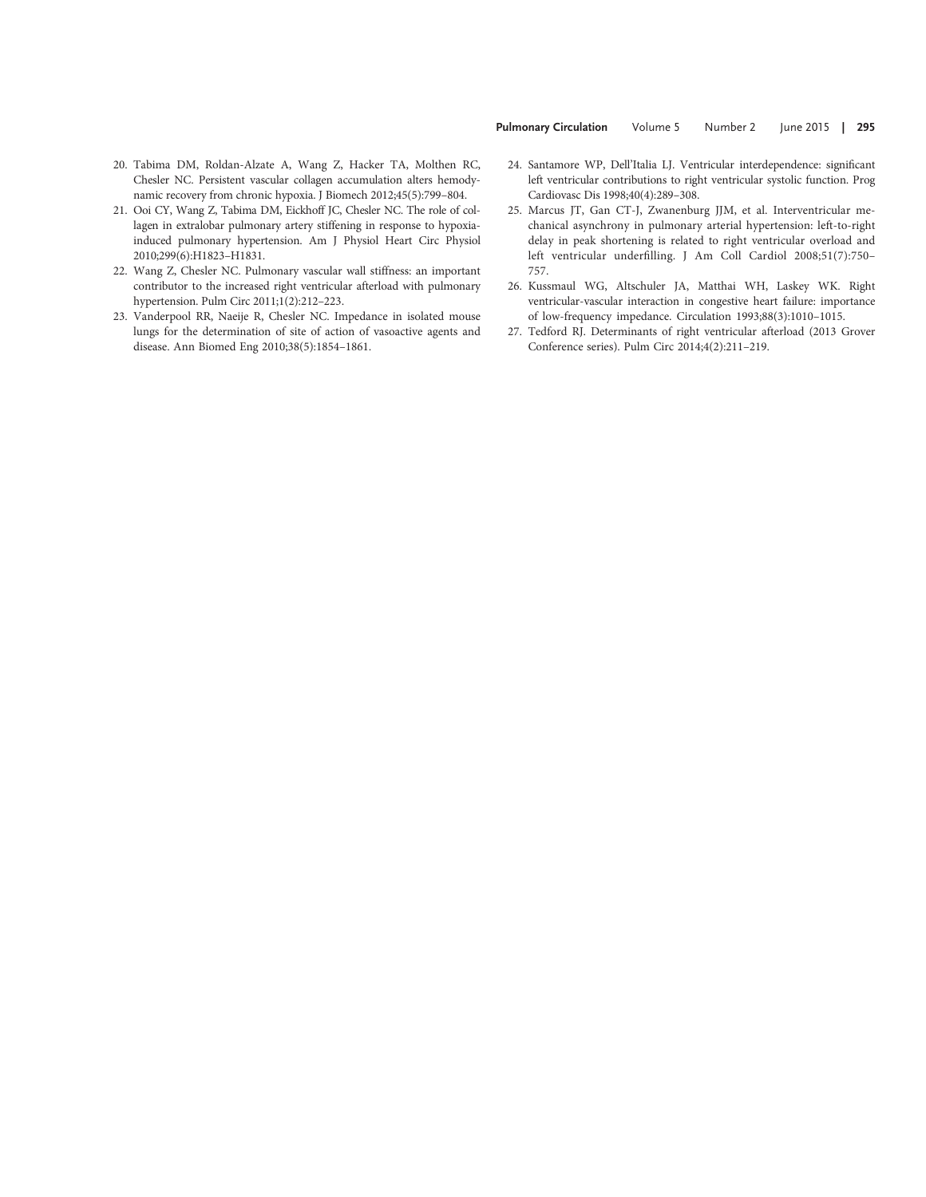20. Tabima DM, Roldan-Alzate A, Wang Z, Hacker TA, Molthen RC, Chesler NC. Persistent vascular collagen accumulation alters hemodynamic recovery from chronic hypoxia. J Biomech 2012;45(5):799–804.
21. Ooi CY, Wang Z, Tabima DM, Eickhoff JC, Chesler NC. The role of collagen in extralobar pulmonary artery stiffening in response to hypoxia-induced pulmonary hypertension. Am J Physiol Heart Circ Physiol 2010;299(6):H1823–H1831.
22. Wang Z, Chesler NC. Pulmonary vascular wall stiffness: an important contributor to the increased right ventricular afterload with pulmonary hypertension. Pulm Circ 2011;1(2):212–223.
23. Vanderpool RR, Naeije R, Chesler NC. Impedance in isolated mouse lungs for the determination of site of action of vasoactive agents and disease. Ann Biomed Eng 2010;38(5):1854–1861.
24. Santamore WP, Dell'Italia LJ. Ventricular interdependence: significant left ventricular contributions to right ventricular systolic function. Prog Cardiovasc Dis 1998;40(4):289–308.
25. Marcus JT, Gan CT-J, Zwanenburg JJM, et al. Interventricular mechanical asynchrony in pulmonary arterial hypertension: left-to-right delay in peak shortening is related to right ventricular overload and left ventricular underfilling. J Am Coll Cardiol 2008;51(7):750–757.
26. Kussmaul WG, Altschuler JA, Matthai WH, Laskey WK. Right ventricular-vascular interaction in congestive heart failure: importance of low-frequency impedance. Circulation 1993;88(3):1010–1015.
27. Tedford RJ. Determinants of right ventricular afterload (2013 Grover Conference series). Pulm Circ 2014;4(2):211–219.